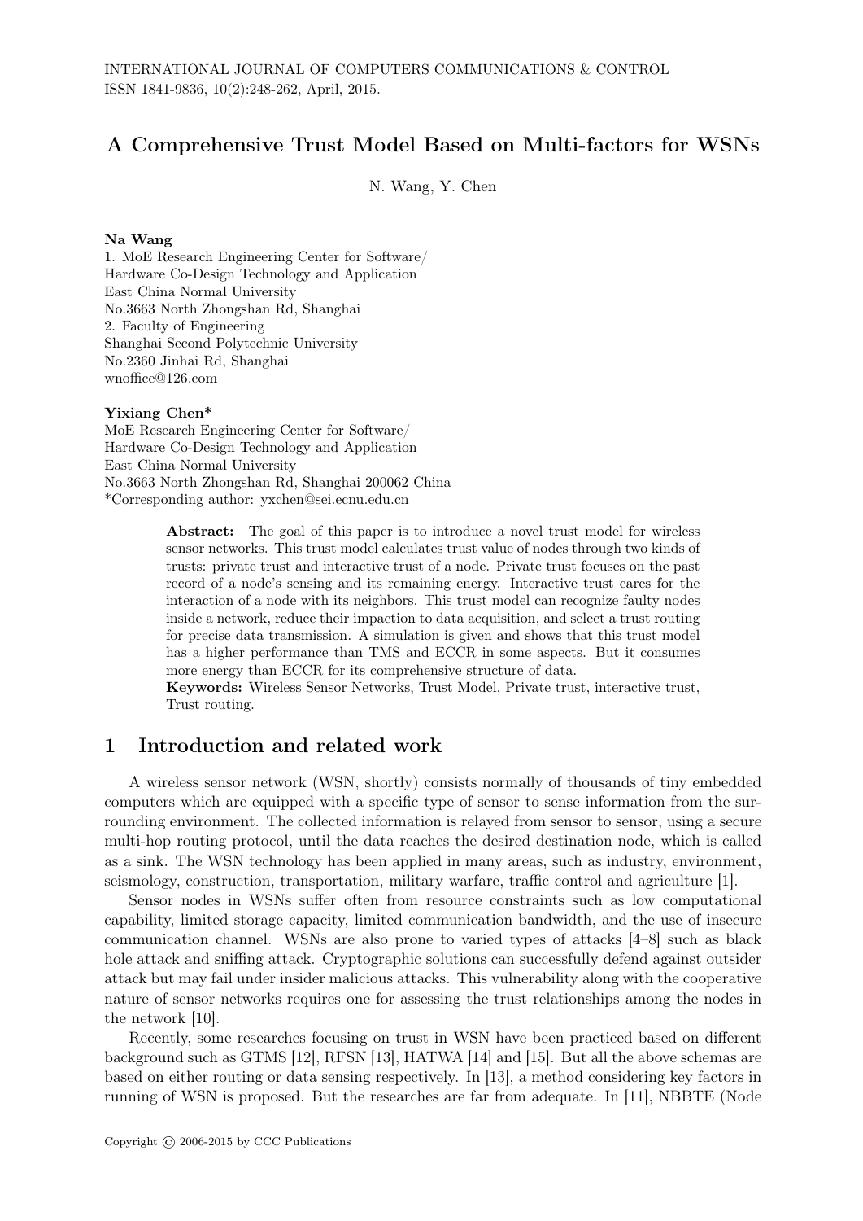# A Comprehensive Trust Model Based on Multi-factors for WSNs

N. Wang, Y. Chen

**Na Wang**
1. MoE Research Engineering Center for Software/
Hardware Co-Design Technology and Application
East China Normal University
No.3663 North Zhongshan Rd, Shanghai
2. Faculty of Engineering
Shanghai Second Polytechnic University
No.2360 Jinhai Rd, Shanghai
wnoffice@126.com

**Yixiang Chen***
MoE Research Engineering Center for Software/
Hardware Co-Design Technology and Application
East China Normal University
No.3663 North Zhongshan Rd, Shanghai 200062 China
*Corresponding author: yxchen@sei.ecnu.edu.cn

**Abstract:** The goal of this paper is to introduce a novel trust model for wireless sensor networks. This trust model calculates trust value of nodes through two kinds of trusts: private trust and interactive trust of a node. Private trust focuses on the past record of a node's sensing and its remaining energy. Interactive trust cares for the interaction of a node with its neighbors. This trust model can recognize faulty nodes inside a network, reduce their impaction to data acquisition, and select a trust routing for precise data transmission. A simulation is given and shows that this trust model has a higher performance than TMS and ECCR in some aspects. But it consumes more energy than ECCR for its comprehensive structure of data.
**Keywords:** Wireless Sensor Networks, Trust Model, Private trust, interactive trust, Trust routing.

## 1 Introduction and related work

A wireless sensor network (WSN, shortly) consists normally of thousands of tiny embedded computers which are equipped with a specific type of sensor to sense information from the surrounding environment. The collected information is relayed from sensor to sensor, using a secure multi-hop routing protocol, until the data reaches the desired destination node, which is called as a sink. The WSN technology has been applied in many areas, such as industry, environment, seismology, construction, transportation, military warfare, traffic control and agriculture [1].

Sensor nodes in WSNs suffer often from resource constraints such as low computational capability, limited storage capacity, limited communication bandwidth, and the use of insecure communication channel. WSNs are also prone to varied types of attacks [4–8] such as black hole attack and sniffing attack. Cryptographic solutions can successfully defend against outsider attack but may fail under insider malicious attacks. This vulnerability along with the cooperative nature of sensor networks requires one for assessing the trust relationships among the nodes in the network [10].

Recently, some researches focusing on trust in WSN have been practiced based on different background such as GTMS [12], RFSN [13], HATWA [14] and [15]. But all the above schemas are based on either routing or data sensing respectively. In [13], a method considering key factors in running of WSN is proposed. But the researches are far from adequate. In [11], NBBTE (Node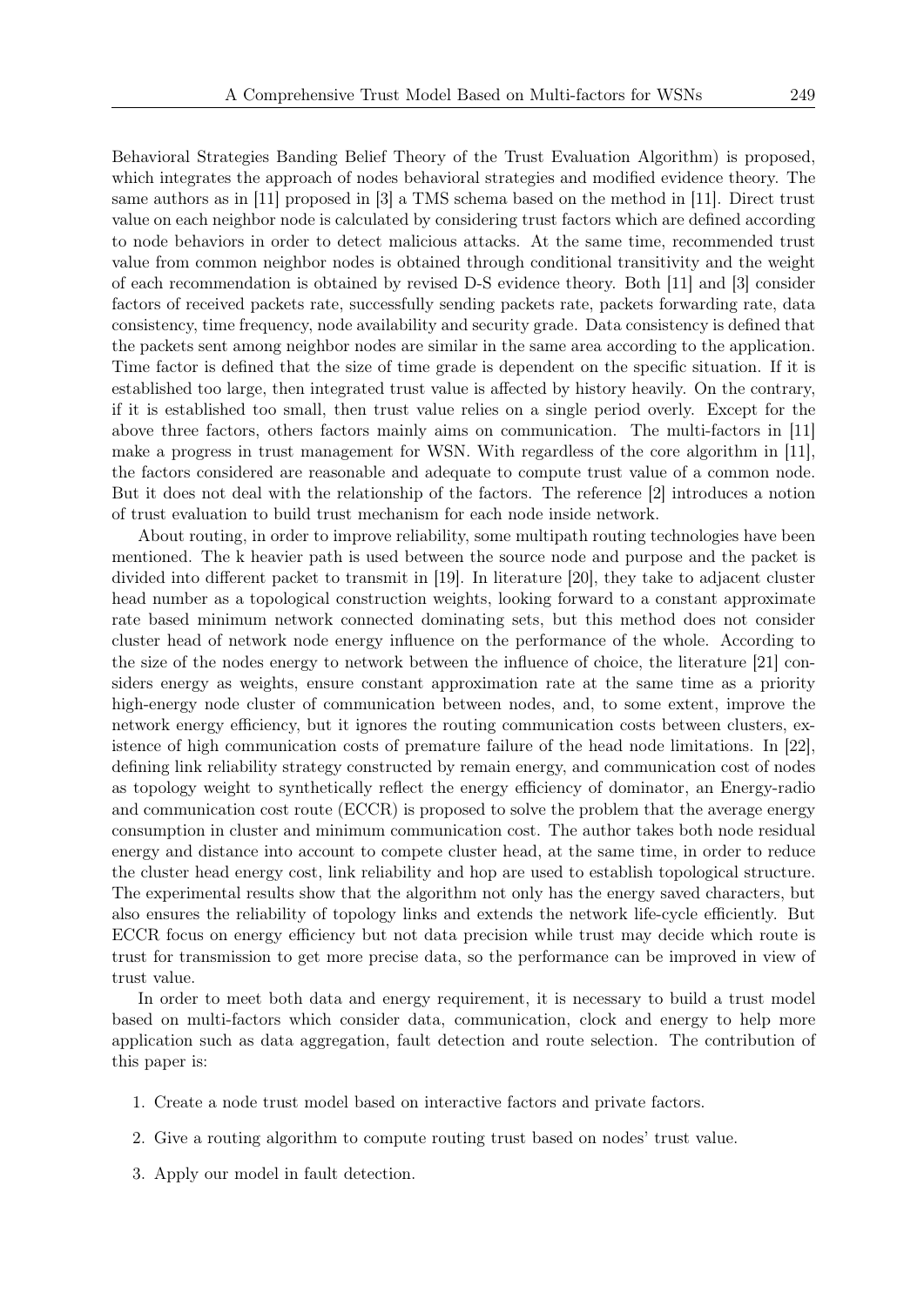Behavioral Strategies Banding Belief Theory of the Trust Evaluation Algorithm) is proposed, which integrates the approach of nodes behavioral strategies and modified evidence theory. The same authors as in [11] proposed in [3] a TMS schema based on the method in [11]. Direct trust value on each neighbor node is calculated by considering trust factors which are defined according to node behaviors in order to detect malicious attacks. At the same time, recommended trust value from common neighbor nodes is obtained through conditional transitivity and the weight of each recommendation is obtained by revised D-S evidence theory. Both [11] and [3] consider factors of received packets rate, successfully sending packets rate, packets forwarding rate, data consistency, time frequency, node availability and security grade. Data consistency is defined that the packets sent among neighbor nodes are similar in the same area according to the application. Time factor is defined that the size of time grade is dependent on the specific situation. If it is established too large, then integrated trust value is affected by history heavily. On the contrary, if it is established too small, then trust value relies on a single period overly. Except for the above three factors, others factors mainly aims on communication. The multi-factors in [11] make a progress in trust management for WSN. With regardless of the core algorithm in [11], the factors considered are reasonable and adequate to compute trust value of a common node. But it does not deal with the relationship of the factors. The reference [2] introduces a notion of trust evaluation to build trust mechanism for each node inside network.

About routing, in order to improve reliability, some multipath routing technologies have been mentioned. The k heavier path is used between the source node and purpose and the packet is divided into different packet to transmit in [19]. In literature [20], they take to adjacent cluster head number as a topological construction weights, looking forward to a constant approximate rate based minimum network connected dominating sets, but this method does not consider cluster head of network node energy influence on the performance of the whole. According to the size of the nodes energy to network between the influence of choice, the literature [21] considers energy as weights, ensure constant approximation rate at the same time as a priority high-energy node cluster of communication between nodes, and, to some extent, improve the network energy efficiency, but it ignores the routing communication costs between clusters, existence of high communication costs of premature failure of the head node limitations. In [22], defining link reliability strategy constructed by remain energy, and communication cost of nodes as topology weight to synthetically reflect the energy efficiency of dominator, an Energy-radio and communication cost route (ECCR) is proposed to solve the problem that the average energy consumption in cluster and minimum communication cost. The author takes both node residual energy and distance into account to compete cluster head, at the same time, in order to reduce the cluster head energy cost, link reliability and hop are used to establish topological structure. The experimental results show that the algorithm not only has the energy saved characters, but also ensures the reliability of topology links and extends the network life-cycle efficiently. But ECCR focus on energy efficiency but not data precision while trust may decide which route is trust for transmission to get more precise data, so the performance can be improved in view of trust value.

In order to meet both data and energy requirement, it is necessary to build a trust model based on multi-factors which consider data, communication, clock and energy to help more application such as data aggregation, fault detection and route selection. The contribution of this paper is:

1. Create a node trust model based on interactive factors and private factors.
2. Give a routing algorithm to compute routing trust based on nodes' trust value.
3. Apply our model in fault detection.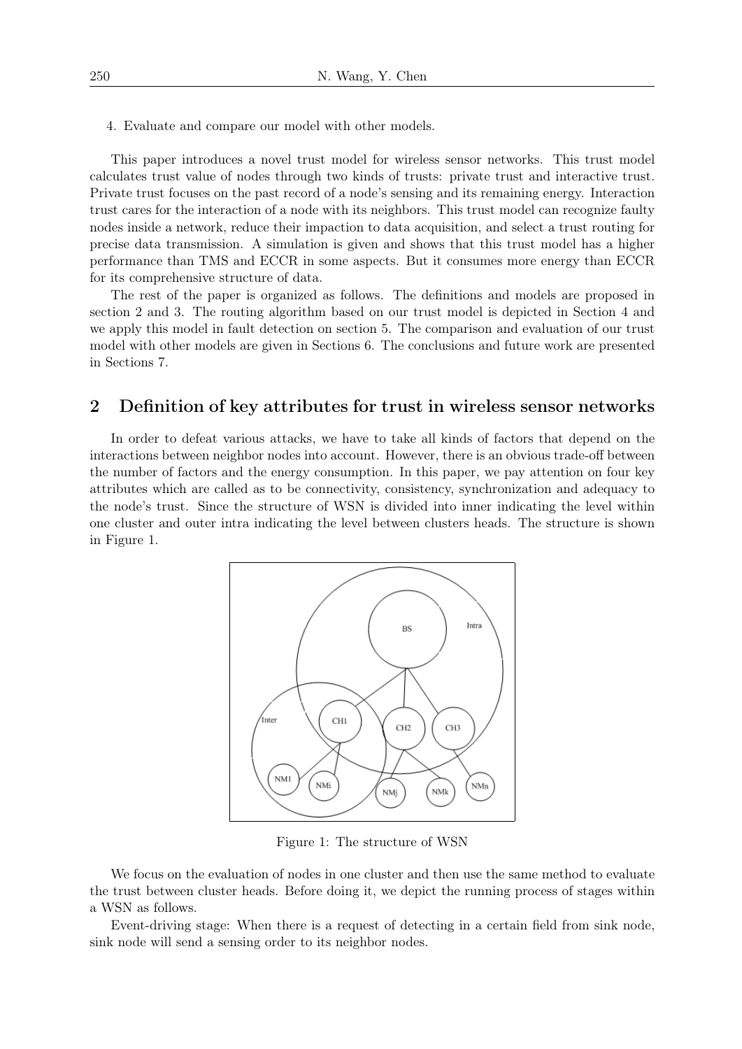4. Evaluate and compare our model with other models.

This paper introduces a novel trust model for wireless sensor networks. This trust model calculates trust value of nodes through two kinds of trusts: private trust and interactive trust. Private trust focuses on the past record of a node's sensing and its remaining energy. Interaction trust cares for the interaction of a node with its neighbors. This trust model can recognize faulty nodes inside a network, reduce their impaction to data acquisition, and select a trust routing for precise data transmission. A simulation is given and shows that this trust model has a higher performance than TMS and ECCR in some aspects. But it consumes more energy than ECCR for its comprehensive structure of data.

The rest of the paper is organized as follows. The definitions and models are proposed in section 2 and 3. The routing algorithm based on our trust model is depicted in Section 4 and we apply this model in fault detection on section 5. The comparison and evaluation of our trust model with other models are given in Sections 6. The conclusions and future work are presented in Sections 7.

## 2 Definition of key attributes for trust in wireless sensor networks

In order to defeat various attacks, we have to take all kinds of factors that depend on the interactions between neighbor nodes into account. However, there is an obvious trade-off between the number of factors and the energy consumption. In this paper, we pay attention on four key attributes which are called as to be connectivity, consistency, synchronization and adequacy to the node's trust. Since the structure of WSN is divided into inner indicating the level within one cluster and outer intra indicating the level between clusters heads. The structure is shown in Figure 1.

Figure 1: The structure of WSN

We focus on the evaluation of nodes in one cluster and then use the same method to evaluate the trust between cluster heads. Before doing it, we depict the running process of stages within a WSN as follows.

Event-driving stage: When there is a request of detecting in a certain field from sink node, sink node will send a sensing order to its neighbor nodes.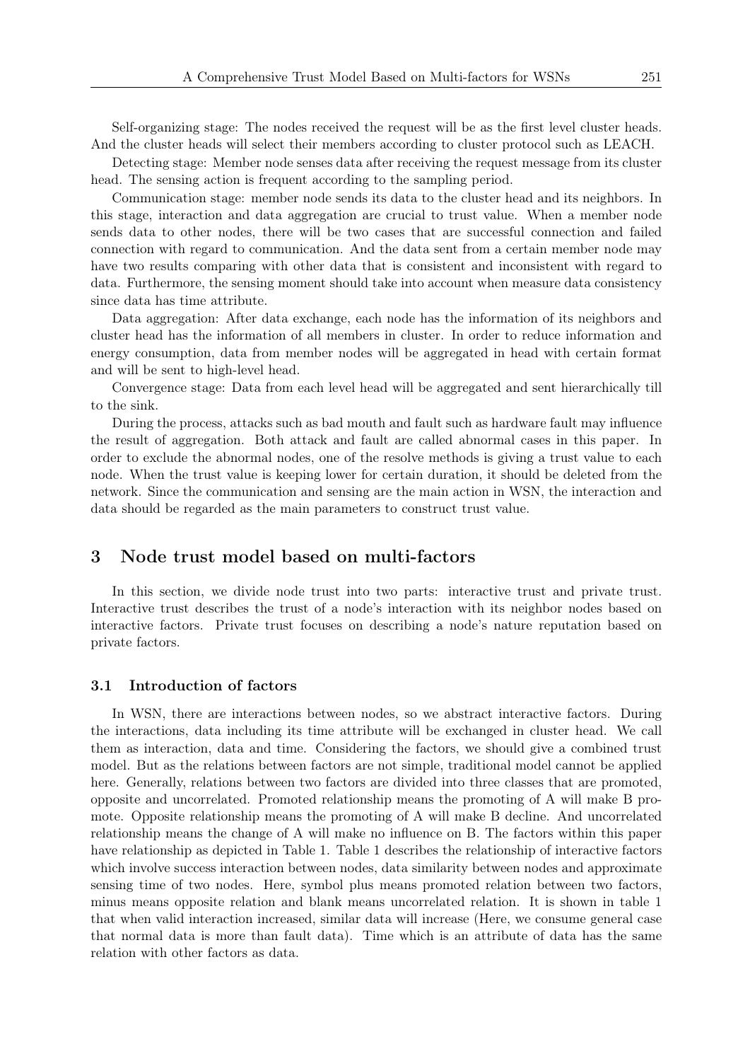Self-organizing stage: The nodes received the request will be as the first level cluster heads. And the cluster heads will select their members according to cluster protocol such as LEACH.

Detecting stage: Member node senses data after receiving the request message from its cluster head. The sensing action is frequent according to the sampling period.

Communication stage: member node sends its data to the cluster head and its neighbors. In this stage, interaction and data aggregation are crucial to trust value. When a member node sends data to other nodes, there will be two cases that are successful connection and failed connection with regard to communication. And the data sent from a certain member node may have two results comparing with other data that is consistent and inconsistent with regard to data. Furthermore, the sensing moment should take into account when measure data consistency since data has time attribute.

Data aggregation: After data exchange, each node has the information of its neighbors and cluster head has the information of all members in cluster. In order to reduce information and energy consumption, data from member nodes will be aggregated in head with certain format and will be sent to high-level head.

Convergence stage: Data from each level head will be aggregated and sent hierarchically till to the sink.

During the process, attacks such as bad mouth and fault such as hardware fault may influence the result of aggregation. Both attack and fault are called abnormal cases in this paper. In order to exclude the abnormal nodes, one of the resolve methods is giving a trust value to each node. When the trust value is keeping lower for certain duration, it should be deleted from the network. Since the communication and sensing are the main action in WSN, the interaction and data should be regarded as the main parameters to construct trust value.

## 3 Node trust model based on multi-factors

In this section, we divide node trust into two parts: interactive trust and private trust. Interactive trust describes the trust of a node's interaction with its neighbor nodes based on interactive factors. Private trust focuses on describing a node's nature reputation based on private factors.

### 3.1 Introduction of factors

In WSN, there are interactions between nodes, so we abstract interactive factors. During the interactions, data including its time attribute will be exchanged in cluster head. We call them as interaction, data and time. Considering the factors, we should give a combined trust model. But as the relations between factors are not simple, traditional model cannot be applied here. Generally, relations between two factors are divided into three classes that are promoted, opposite and uncorrelated. Promoted relationship means the promoting of A will make B promote. Opposite relationship means the promoting of A will make B decline. And uncorrelated relationship means the change of A will make no influence on B. The factors within this paper have relationship as depicted in Table 1. Table 1 describes the relationship of interactive factors which involve success interaction between nodes, data similarity between nodes and approximate sensing time of two nodes. Here, symbol plus means promoted relation between two factors, minus means opposite relation and blank means uncorrelated relation. It is shown in table 1 that when valid interaction increased, similar data will increase (Here, we consume general case that normal data is more than fault data). Time which is an attribute of data has the same relation with other factors as data.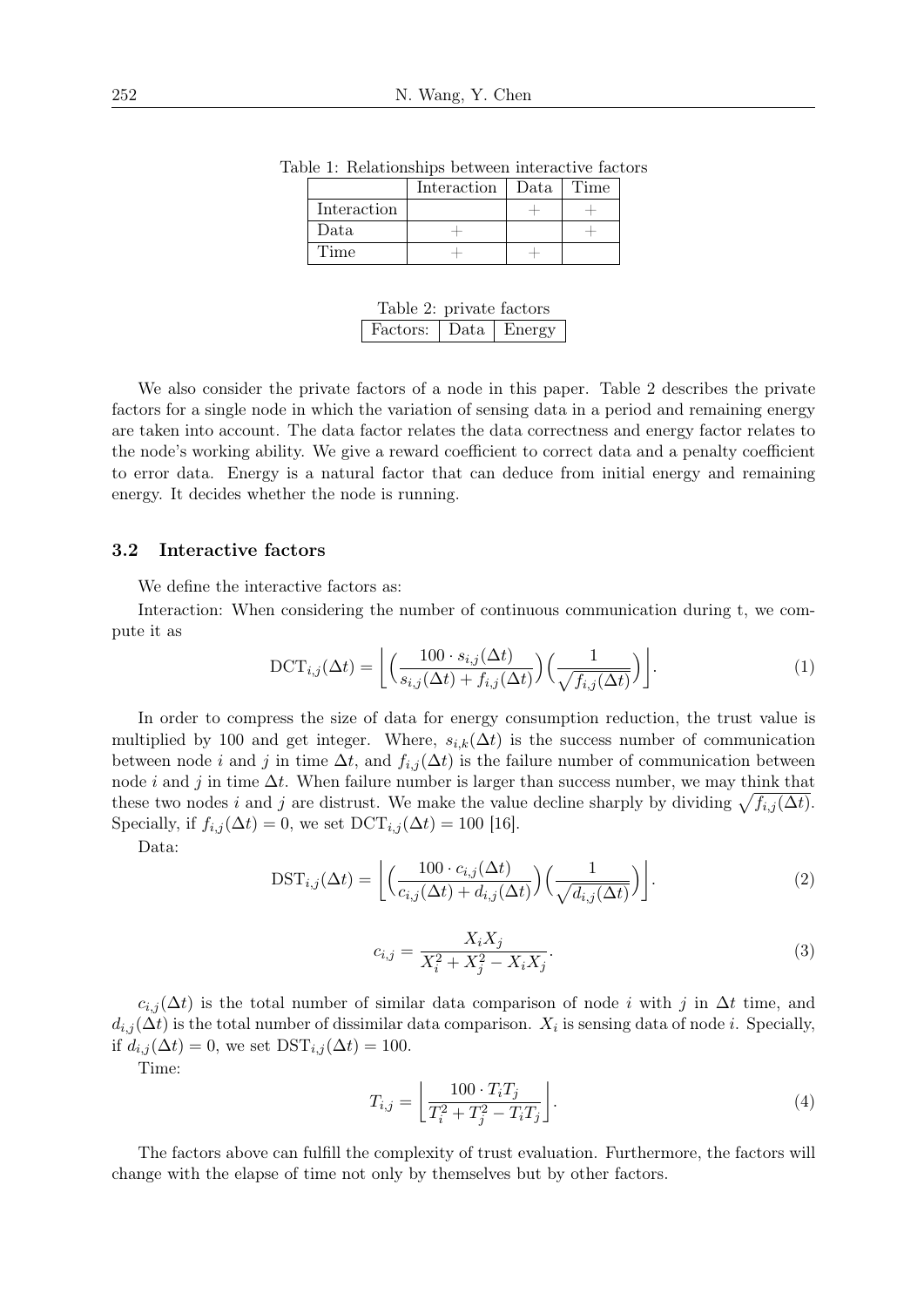Table 1: Relationships between interactive factors

| | Interaction | Data | Time |
|---|---|---|---|
| Interaction | | + | + |
| Data | + | | + |
| Time | + | + | |

Table 2: private factors

| Factors: | Data | Energy |
|---|---|---|

We also consider the private factors of a node in this paper. Table 2 describes the private factors for a single node in which the variation of sensing data in a period and remaining energy are taken into account. The data factor relates the data correctness and energy factor relates to the node's working ability. We give a reward coefficient to correct data and a penalty coefficient to error data. Energy is a natural factor that can deduce from initial energy and remaining energy. It decides whether the node is running.

### 3.2 Interactive factors

We define the interactive factors as:

Interaction: When considering the number of continuous communication during t, we compute it as

$$\mathrm{DCT}_{i,j}(\Delta t) = \Big\lfloor \Big( \frac{100 \cdot s_{i,j}(\Delta t)}{s_{i,j}(\Delta t) + f_{i,j}(\Delta t)} \Big) \Big( \frac{1}{\sqrt{f_{i,j}(\Delta t)}} \Big) \Big\rfloor. \tag{1}$$

In order to compress the size of data for energy consumption reduction, the trust value is multiplied by 100 and get integer. Where, $s_{i,k}(\Delta t)$ is the success number of communication between node $i$ and $j$ in time $\Delta t$, and $f_{i,j}(\Delta t)$ is the failure number of communication between node $i$ and $j$ in time $\Delta t$. When failure number is larger than success number, we may think that these two nodes $i$ and $j$ are distrust. We make the value decline sharply by dividing $\sqrt{f_{i,j}(\Delta t)}$. Specially, if $f_{i,j}(\Delta t) = 0$, we set $\mathrm{DCT}_{i,j}(\Delta t) = 100$ [16].

Data:

$$\mathrm{DST}_{i,j}(\Delta t) = \Big\lfloor \Big( \frac{100 \cdot c_{i,j}(\Delta t)}{c_{i,j}(\Delta t) + d_{i,j}(\Delta t)} \Big) \Big( \frac{1}{\sqrt{d_{i,j}(\Delta t)}} \Big) \Big\rfloor. \tag{2}$$

$$c_{i,j} = \frac{X_i X_j}{X_i^2 + X_j^2 - X_i X_j}. \tag{3}$$

$c_{i,j}(\Delta t)$ is the total number of similar data comparison of node $i$ with $j$ in $\Delta t$ time, and $d_{i,j}(\Delta t)$ is the total number of dissimilar data comparison. $X_i$ is sensing data of node $i$. Specially, if $d_{i,j}(\Delta t) = 0$, we set $\mathrm{DST}_{i,j}(\Delta t) = 100$.

Time:

$$T_{i,j} = \Big\lfloor \frac{100 \cdot T_i T_j}{T_i^2 + T_j^2 - T_i T_j} \Big\rfloor. \tag{4}$$

The factors above can fulfill the complexity of trust evaluation. Furthermore, the factors will change with the elapse of time not only by themselves but by other factors.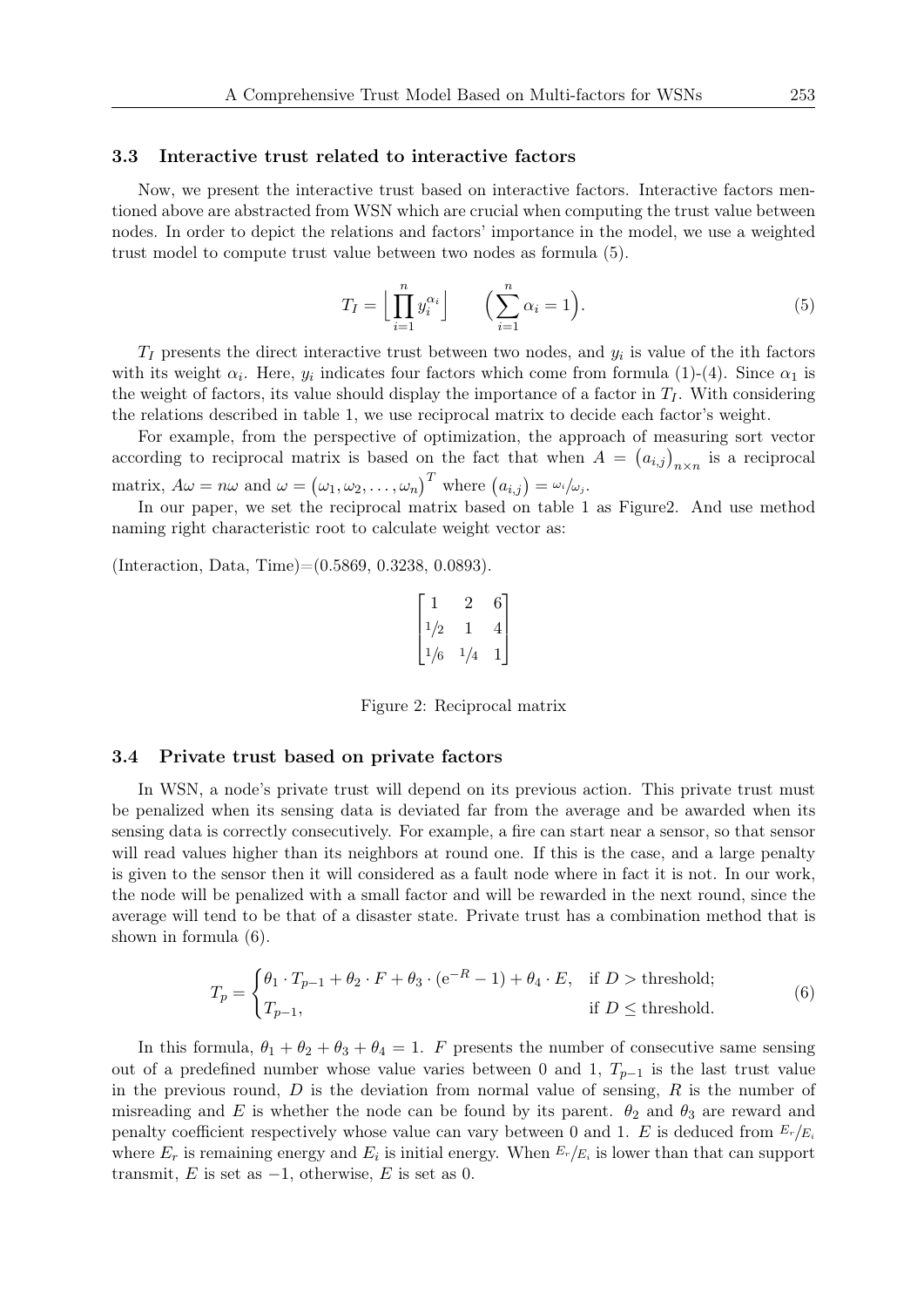### 3.3 Interactive trust related to interactive factors

Now, we present the interactive trust based on interactive factors. Interactive factors mentioned above are abstracted from WSN which are crucial when computing the trust value between nodes. In order to depict the relations and factors' importance in the model, we use a weighted trust model to compute trust value between two nodes as formula (5).

$$T_I = \Big\lfloor \prod_{i=1}^{n} y_i^{\alpha_i} \Big\rfloor \qquad \Big(\sum_{i=1}^{n} \alpha_i = 1\Big). \tag{5}$$

$T_I$ presents the direct interactive trust between two nodes, and $y_i$ is value of the ith factors with its weight $\alpha_i$. Here, $y_i$ indicates four factors which come from formula (1)-(4). Since $\alpha_1$ is the weight of factors, its value should display the importance of a factor in $T_I$. With considering the relations described in table 1, we use reciprocal matrix to decide each factor's weight.

For example, from the perspective of optimization, the approach of measuring sort vector according to reciprocal matrix is based on the fact that when $A = \left(a_{i,j}\right)_{n\times n}$ is a reciprocal matrix, $A\omega = n\omega$ and $\omega = \left(\omega_1, \omega_2, \ldots, \omega_n\right)^T$ where $\left(a_{i,j}\right) = {}^{\omega_i}/_{\omega_j}$.

In our paper, we set the reciprocal matrix based on table 1 as Figure2. And use method naming right characteristic root to calculate weight vector as:

(Interaction, Data, Time)=(0.5869, 0.3238, 0.0893).

$$\begin{bmatrix} 1 & 2 & 6 \\ 1/2 & 1 & 4 \\ 1/6 & 1/4 & 1 \end{bmatrix}$$

Figure 2: Reciprocal matrix

### 3.4 Private trust based on private factors

In WSN, a node's private trust will depend on its previous action. This private trust must be penalized when its sensing data is deviated far from the average and be awarded when its sensing data is correctly consecutively. For example, a fire can start near a sensor, so that sensor will read values higher than its neighbors at round one. If this is the case, and a large penalty is given to the sensor then it will considered as a fault node where in fact it is not. In our work, the node will be penalized with a small factor and will be rewarded in the next round, since the average will tend to be that of a disaster state. Private trust has a combination method that is shown in formula (6).

$$T_p = \begin{cases} \theta_1 \cdot T_{p-1} + \theta_2 \cdot F + \theta_3 \cdot (\mathrm{e}^{-R} - 1) + \theta_4 \cdot E, & \text{if } D > \text{threshold;} \\ T_{p-1}, & \text{if } D \leq \text{threshold.} \end{cases} \tag{6}$$

In this formula, $\theta_1 + \theta_2 + \theta_3 + \theta_4 = 1$. $F$ presents the number of consecutive same sensing out of a predefined number whose value varies between 0 and 1, $T_{p-1}$ is the last trust value in the previous round, $D$ is the deviation from normal value of sensing, $R$ is the number of misreading and $E$ is whether the node can be found by its parent. $\theta_2$ and $\theta_3$ are reward and penalty coefficient respectively whose value can vary between 0 and 1. $E$ is deduced from ${}^{E_r}/_{E_i}$ where $E_r$ is remaining energy and $E_i$ is initial energy. When ${}^{E_r}/_{E_i}$ is lower than that can support transmit, $E$ is set as $-1$, otherwise, $E$ is set as 0.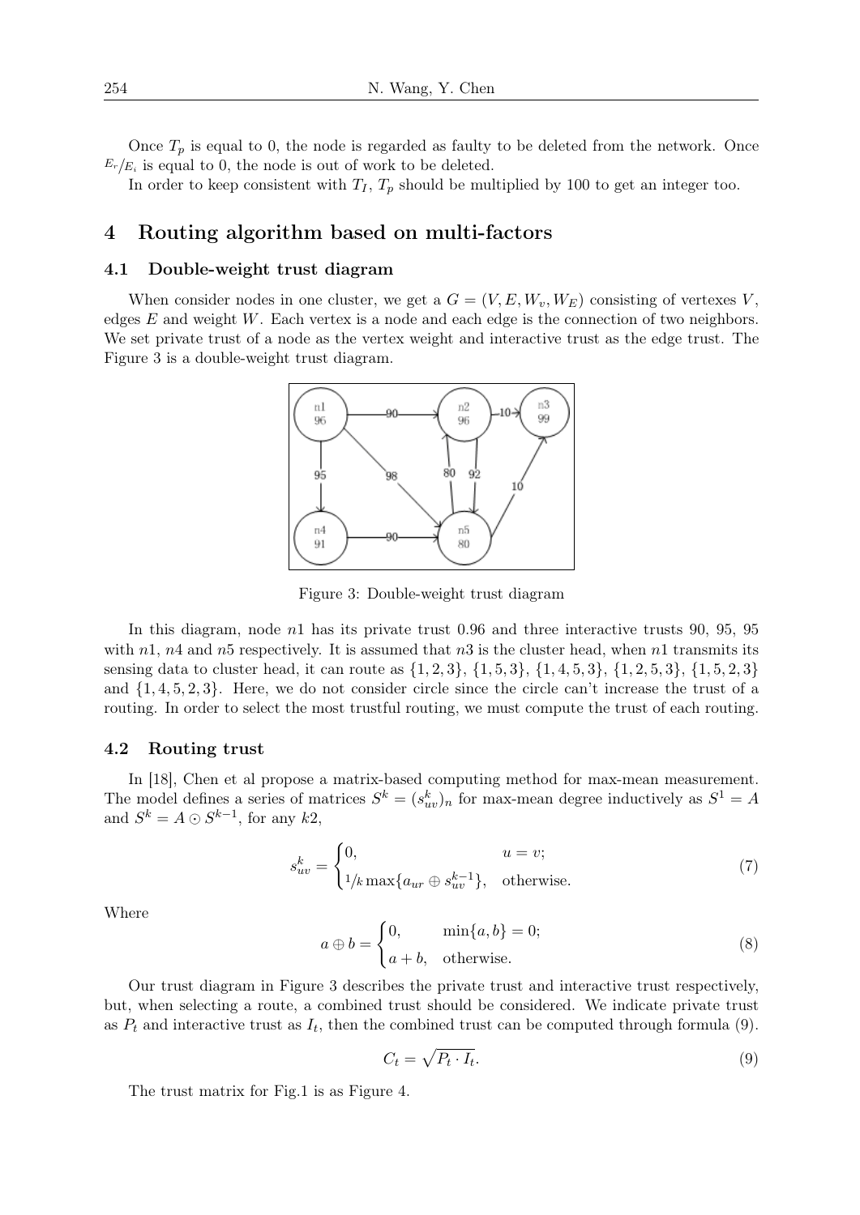Once $T_p$ is equal to 0, the node is regarded as faulty to be deleted from the network. Once $E_r/E_i$ is equal to 0, the node is out of work to be deleted.

In order to keep consistent with $T_I$, $T_p$ should be multiplied by 100 to get an integer too.

## 4 Routing algorithm based on multi-factors

### 4.1 Double-weight trust diagram

When consider nodes in one cluster, we get a $G = (V, E, W_v, W_E)$ consisting of vertexes $V$, edges $E$ and weight $W$. Each vertex is a node and each edge is the connection of two neighbors. We set private trust of a node as the vertex weight and interactive trust as the edge trust. The Figure 3 is a double-weight trust diagram.

Figure 3: Double-weight trust diagram

In this diagram, node $n1$ has its private trust 0.96 and three interactive trusts 90, 95, 95 with $n1$, $n4$ and $n5$ respectively. It is assumed that $n3$ is the cluster head, when $n1$ transmits its sensing data to cluster head, it can route as $\{1, 2, 3\}$, $\{1, 5, 3\}$, $\{1, 4, 5, 3\}$, $\{1, 2, 5, 3\}$, $\{1, 5, 2, 3\}$ and $\{1, 4, 5, 2, 3\}$. Here, we do not consider circle since the circle can't increase the trust of a routing. In order to select the most trustful routing, we must compute the trust of each routing.

### 4.2 Routing trust

In [18], Chen et al propose a matrix-based computing method for max-mean measurement. The model defines a series of matrices $S^k = (s^k_{uv})_n$ for max-mean degree inductively as $S^1 = A$ and $S^k = A \odot S^{k-1}$, for any $k2$,

$$s^k_{uv} = \begin{cases} 0, & u = v; \\ 1/k \max\{a_{ur} \oplus s^{k-1}_{uv}\}, & \text{otherwise.} \end{cases} \tag{7}$$

Where

$$a \oplus b = \begin{cases} 0, & \min\{a, b\} = 0; \\ a + b, & \text{otherwise.} \end{cases} \tag{8}$$

Our trust diagram in Figure 3 describes the private trust and interactive trust respectively, but, when selecting a route, a combined trust should be considered. We indicate private trust as $P_t$ and interactive trust as $I_t$, then the combined trust can be computed through formula (9).

$$C_t = \sqrt{P_t \cdot I_t}. \tag{9}$$

The trust matrix for Fig.1 is as Figure 4.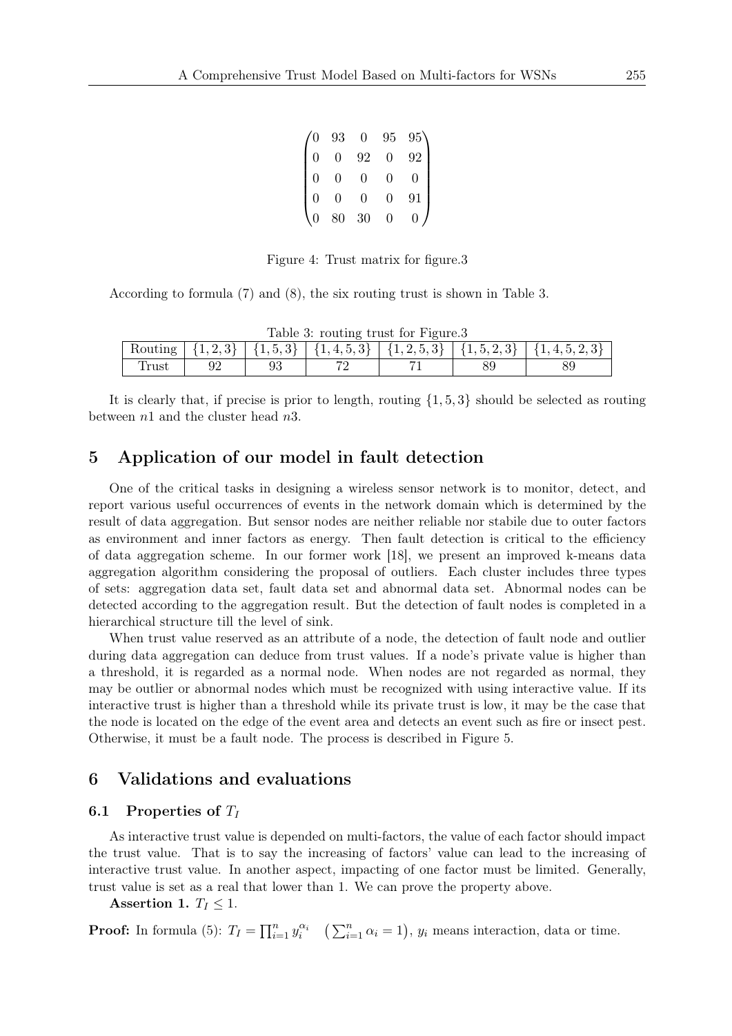$$
\begin{pmatrix}
0 & 93 & 0 & 95 & 95 \\
0 & 0 & 92 & 0 & 92 \\
0 & 0 & 0 & 0 & 0 \\
0 & 0 & 0 & 0 & 91 \\
0 & 80 & 30 & 0 & 0
\end{pmatrix}
$$

Figure 4: Trust matrix for figure.3

According to formula (7) and (8), the six routing trust is shown in Table 3.

Table 3: routing trust for Figure.3

| Routing | $\{1,2,3\}$ | $\{1,5,3\}$ | $\{1,4,5,3\}$ | $\{1,2,5,3\}$ | $\{1,5,2,3\}$ | $\{1,4,5,2,3\}$ |
|---|---|---|---|---|---|---|
| Trust | 92 | 93 | 72 | 71 | 89 | 89 |

It is clearly that, if precise is prior to length, routing $\{1, 5, 3\}$ should be selected as routing between $n1$ and the cluster head $n3$.

## 5 Application of our model in fault detection

One of the critical tasks in designing a wireless sensor network is to monitor, detect, and report various useful occurrences of events in the network domain which is determined by the result of data aggregation. But sensor nodes are neither reliable nor stabile due to outer factors as environment and inner factors as energy. Then fault detection is critical to the efficiency of data aggregation scheme. In our former work [18], we present an improved k-means data aggregation algorithm considering the proposal of outliers. Each cluster includes three types of sets: aggregation data set, fault data set and abnormal data set. Abnormal nodes can be detected according to the aggregation result. But the detection of fault nodes is completed in a hierarchical structure till the level of sink.

When trust value reserved as an attribute of a node, the detection of fault node and outlier during data aggregation can deduce from trust values. If a node's private value is higher than a threshold, it is regarded as a normal node. When nodes are not regarded as normal, they may be outlier or abnormal nodes which must be recognized with using interactive value. If its interactive trust is higher than a threshold while its private trust is low, it may be the case that the node is located on the edge of the event area and detects an event such as fire or insect pest. Otherwise, it must be a fault node. The process is described in Figure 5.

## 6 Validations and evaluations

### 6.1 Properties of $T_I$

As interactive trust value is depended on multi-factors, the value of each factor should impact the trust value. That is to say the increasing of factors' value can lead to the increasing of interactive trust value. In another aspect, impacting of one factor must be limited. Generally, trust value is set as a real that lower than 1. We can prove the property above.

**Assertion 1.** $T_I \leq 1$.

**Proof:** In formula (5): $T_I = \prod_{i=1}^{n} y_i^{\alpha_i} \quad \left(\sum_{i=1}^{n} \alpha_i = 1\right)$, $y_i$ means interaction, data or time.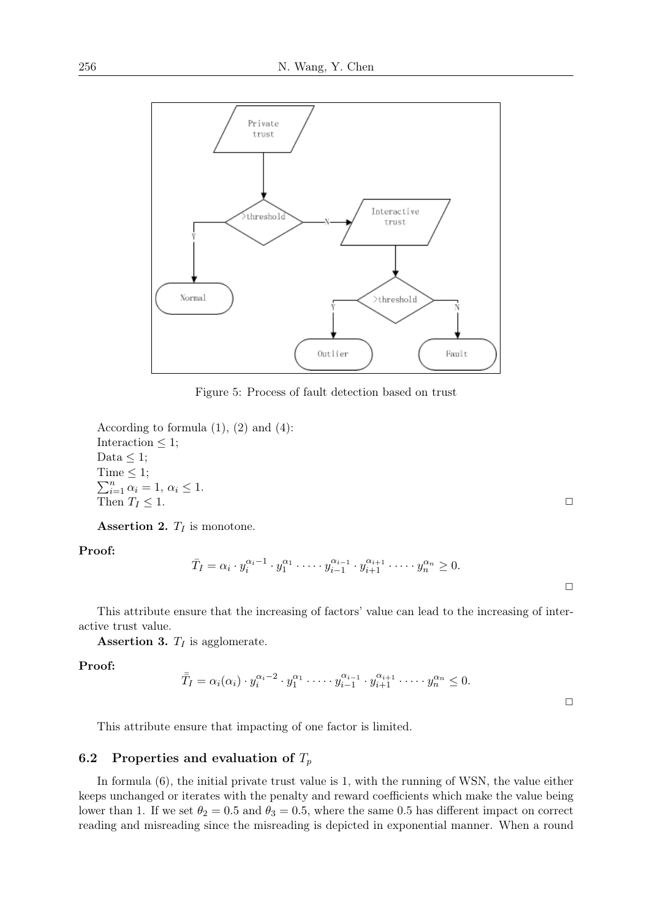Figure 5: Process of fault detection based on trust

According to formula (1), (2) and (4):
Interaction $\leq 1$;
Data $\leq 1$;
Time $\leq 1$;
$\sum_{i=1}^{n} \alpha_i = 1$, $\alpha_i \leq 1$.
Then $T_I \leq 1$. □

**Assertion 2.** $T_I$ is monotone.

**Proof:**

$$\bar{T}_I = \alpha_i \cdot y_i^{\alpha_i - 1} \cdot y_1^{\alpha_1} \cdot \dots \cdot y_{i-1}^{\alpha_{i-1}} \cdot y_{i+1}^{\alpha_{i+1}} \cdot \dots \cdot y_n^{\alpha_n} \geq 0.$$

□

This attribute ensure that the increasing of factors' value can lead to the increasing of interactive trust value.

**Assertion 3.** $T_I$ is agglomerate.

**Proof:**

$$\bar{\bar{T}}_I = \alpha_i(\alpha_i) \cdot y_i^{\alpha_i - 2} \cdot y_1^{\alpha_1} \cdot \dots \cdot y_{i-1}^{\alpha_{i-1}} \cdot y_{i+1}^{\alpha_{i+1}} \cdot \dots \cdot y_n^{\alpha_n} \leq 0.$$

□

This attribute ensure that impacting of one factor is limited.

### 6.2 Properties and evaluation of $T_p$

In formula (6), the initial private trust value is 1, with the running of WSN, the value either keeps unchanged or iterates with the penalty and reward coefficients which make the value being lower than 1. If we set $\theta_2 = 0.5$ and $\theta_3 = 0.5$, where the same 0.5 has different impact on correct reading and misreading since the misreading is depicted in exponential manner. When a round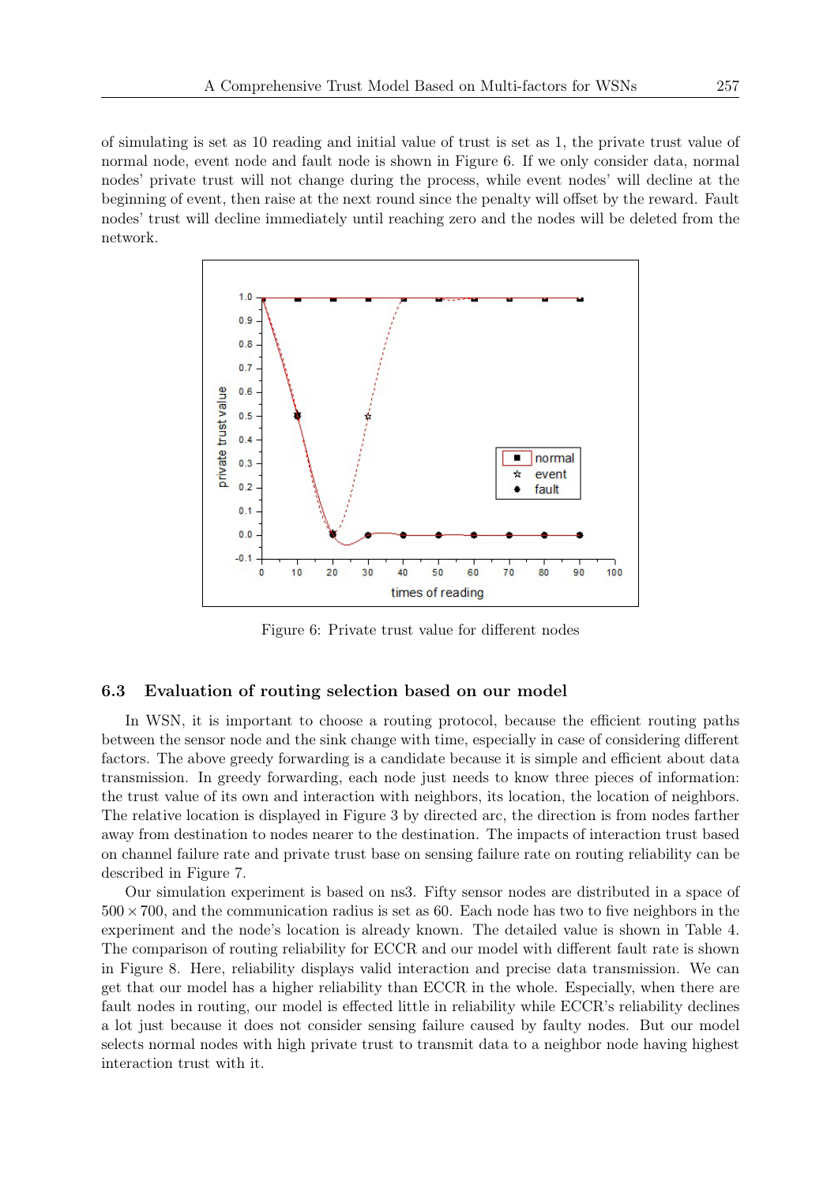of simulating is set as 10 reading and initial value of trust is set as 1, the private trust value of normal node, event node and fault node is shown in Figure 6. If we only consider data, normal nodes' private trust will not change during the process, while event nodes' will decline at the beginning of event, then raise at the next round since the penalty will offset by the reward. Fault nodes' trust will decline immediately until reaching zero and the nodes will be deleted from the network.

Figure 6: Private trust value for different nodes

### 6.3 Evaluation of routing selection based on our model

In WSN, it is important to choose a routing protocol, because the efficient routing paths between the sensor node and the sink change with time, especially in case of considering different factors. The above greedy forwarding is a candidate because it is simple and efficient about data transmission. In greedy forwarding, each node just needs to know three pieces of information: the trust value of its own and interaction with neighbors, its location, the location of neighbors. The relative location is displayed in Figure 3 by directed arc, the direction is from nodes farther away from destination to nodes nearer to the destination. The impacts of interaction trust based on channel failure rate and private trust base on sensing failure rate on routing reliability can be described in Figure 7.

Our simulation experiment is based on ns3. Fifty sensor nodes are distributed in a space of $500 \times 700$, and the communication radius is set as 60. Each node has two to five neighbors in the experiment and the node's location is already known. The detailed value is shown in Table 4. The comparison of routing reliability for ECCR and our model with different fault rate is shown in Figure 8. Here, reliability displays valid interaction and precise data transmission. We can get that our model has a higher reliability than ECCR in the whole. Especially, when there are fault nodes in routing, our model is effected little in reliability while ECCR's reliability declines a lot just because it does not consider sensing failure caused by faulty nodes. But our model selects normal nodes with high private trust to transmit data to a neighbor node having highest interaction trust with it.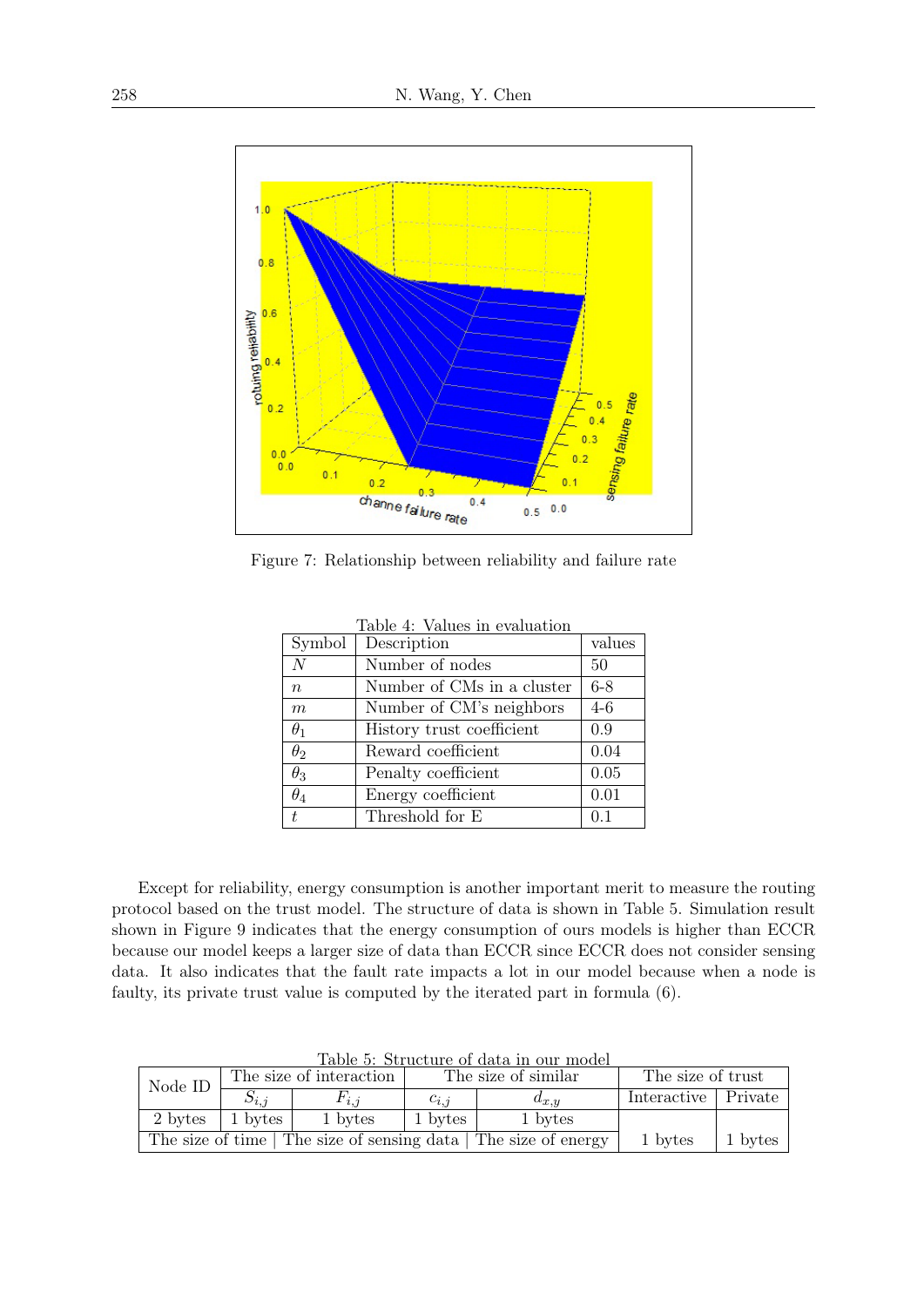Figure 7: Relationship between reliability and failure rate

Table 4: Values in evaluation

| Symbol | Description | values |
|---|---|---|
| $N$ | Number of nodes | 50 |
| $n$ | Number of CMs in a cluster | 6-8 |
| $m$ | Number of CM's neighbors | 4-6 |
| $\theta_1$ | History trust coefficient | 0.9 |
| $\theta_2$ | Reward coefficient | 0.04 |
| $\theta_3$ | Penalty coefficient | 0.05 |
| $\theta_4$ | Energy coefficient | 0.01 |
| $t$ | Threshold for E | 0.1 |

Except for reliability, energy consumption is another important merit to measure the routing protocol based on the trust model. The structure of data is shown in Table 5. Simulation result shown in Figure 9 indicates that the energy consumption of ours models is higher than ECCR because our model keeps a larger size of data than ECCR since ECCR does not consider sensing data. It also indicates that the fault rate impacts a lot in our model because when a node is faulty, its private trust value is computed by the iterated part in formula (6).

Table 5: Structure of data in our model

| Node ID | The size of interaction | | The size of similar | | The size of trust | |
|---|---|---|---|---|---|---|
| | $S_{i,j}$ | $F_{i,j}$ | $c_{i,j}$ | $d_{x,y}$ | Interactive | Private |
| 2 bytes | 1 bytes | 1 bytes | 1 bytes | 1 bytes | 1 bytes | 1 bytes |
| The size of time | The size of sensing data | | The size of energy | | | |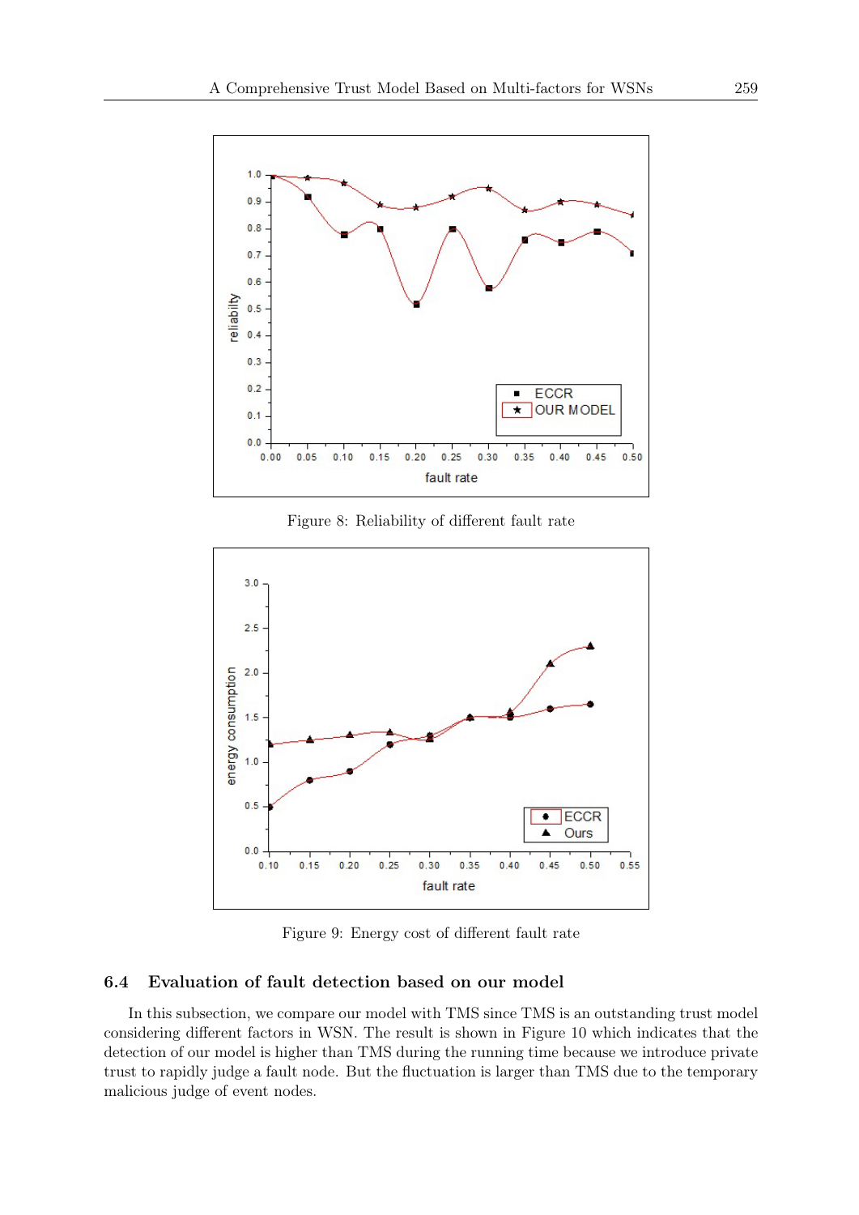Figure 8: Reliability of different fault rate

Figure 9: Energy cost of different fault rate

### 6.4 Evaluation of fault detection based on our model

In this subsection, we compare our model with TMS since TMS is an outstanding trust model considering different factors in WSN. The result is shown in Figure 10 which indicates that the detection of our model is higher than TMS during the running time because we introduce private trust to rapidly judge a fault node. But the fluctuation is larger than TMS due to the temporary malicious judge of event nodes.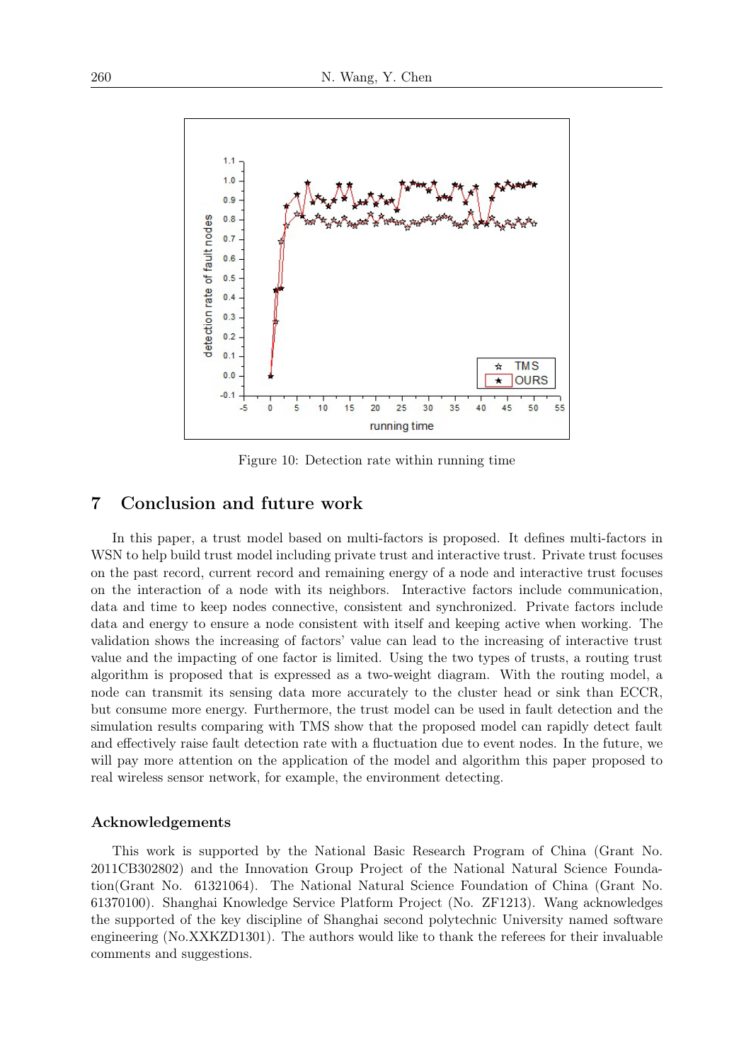Figure 10: Detection rate within running time

## 7 Conclusion and future work

In this paper, a trust model based on multi-factors is proposed. It defines multi-factors in WSN to help build trust model including private trust and interactive trust. Private trust focuses on the past record, current record and remaining energy of a node and interactive trust focuses on the interaction of a node with its neighbors. Interactive factors include communication, data and time to keep nodes connective, consistent and synchronized. Private factors include data and energy to ensure a node consistent with itself and keeping active when working. The validation shows the increasing of factors' value can lead to the increasing of interactive trust value and the impacting of one factor is limited. Using the two types of trusts, a routing trust algorithm is proposed that is expressed as a two-weight diagram. With the routing model, a node can transmit its sensing data more accurately to the cluster head or sink than ECCR, but consume more energy. Furthermore, the trust model can be used in fault detection and the simulation results comparing with TMS show that the proposed model can rapidly detect fault and effectively raise fault detection rate with a fluctuation due to event nodes. In the future, we will pay more attention on the application of the model and algorithm this paper proposed to real wireless sensor network, for example, the environment detecting.

### Acknowledgements

This work is supported by the National Basic Research Program of China (Grant No. 2011CB302802) and the Innovation Group Project of the National Natural Science Foundation(Grant No. 61321064). The National Natural Science Foundation of China (Grant No. 61370100). Shanghai Knowledge Service Platform Project (No. ZF1213). Wang acknowledges the supported of the key discipline of Shanghai second polytechnic University named software engineering (No.XXKZD1301). The authors would like to thank the referees for their invaluable comments and suggestions.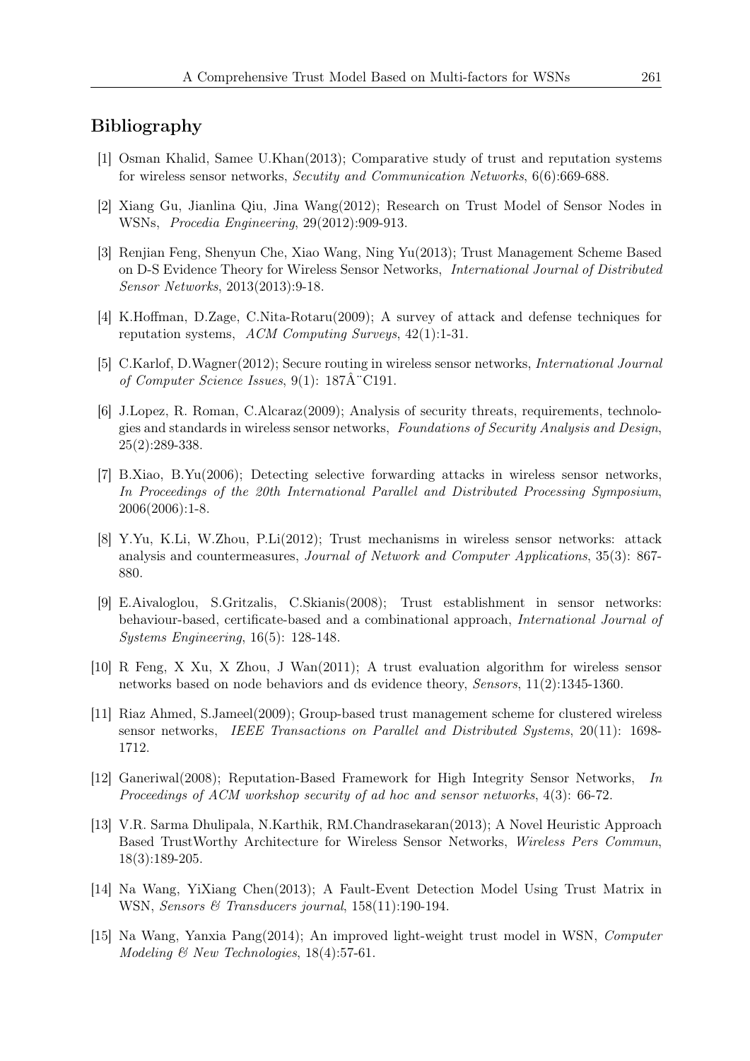## Bibliography

[1] Osman Khalid, Samee U.Khan(2013); Comparative study of trust and reputation systems for wireless sensor networks, *Secutity and Communication Networks*, 6(6):669-688.

[2] Xiang Gu, Jianlina Qiu, Jina Wang(2012); Research on Trust Model of Sensor Nodes in WSNs, *Procedia Engineering*, 29(2012):909-913.

[3] Renjian Feng, Shenyun Che, Xiao Wang, Ning Yu(2013); Trust Management Scheme Based on D-S Evidence Theory for Wireless Sensor Networks, *International Journal of Distributed Sensor Networks*, 2013(2013):9-18.

[4] K.Hoffman, D.Zage, C.Nita-Rotaru(2009); A survey of attack and defense techniques for reputation systems, *ACM Computing Surveys*, 42(1):1-31.

[5] C.Karlof, D.Wagner(2012); Secure routing in wireless sensor networks, *International Journal of Computer Science Issues*, 9(1): 187Â¨C191.

[6] J.Lopez, R. Roman, C.Alcaraz(2009); Analysis of security threats, requirements, technologies and standards in wireless sensor networks, *Foundations of Security Analysis and Design*, 25(2):289-338.

[7] B.Xiao, B.Yu(2006); Detecting selective forwarding attacks in wireless sensor networks, *In Proceedings of the 20th International Parallel and Distributed Processing Symposium*, 2006(2006):1-8.

[8] Y.Yu, K.Li, W.Zhou, P.Li(2012); Trust mechanisms in wireless sensor networks: attack analysis and countermeasures, *Journal of Network and Computer Applications*, 35(3): 867-880.

[9] E.Aivaloglou, S.Gritzalis, C.Skianis(2008); Trust establishment in sensor networks: behaviour-based, certificate-based and a combinational approach, *International Journal of Systems Engineering*, 16(5): 128-148.

[10] R Feng, X Xu, X Zhou, J Wan(2011); A trust evaluation algorithm for wireless sensor networks based on node behaviors and ds evidence theory, *Sensors*, 11(2):1345-1360.

[11] Riaz Ahmed, S.Jameel(2009); Group-based trust management scheme for clustered wireless sensor networks, *IEEE Transactions on Parallel and Distributed Systems*, 20(11): 1698-1712.

[12] Ganeriwal(2008); Reputation-Based Framework for High Integrity Sensor Networks, *In Proceedings of ACM workshop security of ad hoc and sensor networks*, 4(3): 66-72.

[13] V.R. Sarma Dhulipala, N.Karthik, RM.Chandrasekaran(2013); A Novel Heuristic Approach Based TrustWorthy Architecture for Wireless Sensor Networks, *Wireless Pers Commun*, 18(3):189-205.

[14] Na Wang, YiXiang Chen(2013); A Fault-Event Detection Model Using Trust Matrix in WSN, *Sensors & Transducers journal*, 158(11):190-194.

[15] Na Wang, Yanxia Pang(2014); An improved light-weight trust model in WSN, *Computer Modeling & New Technologies*, 18(4):57-61.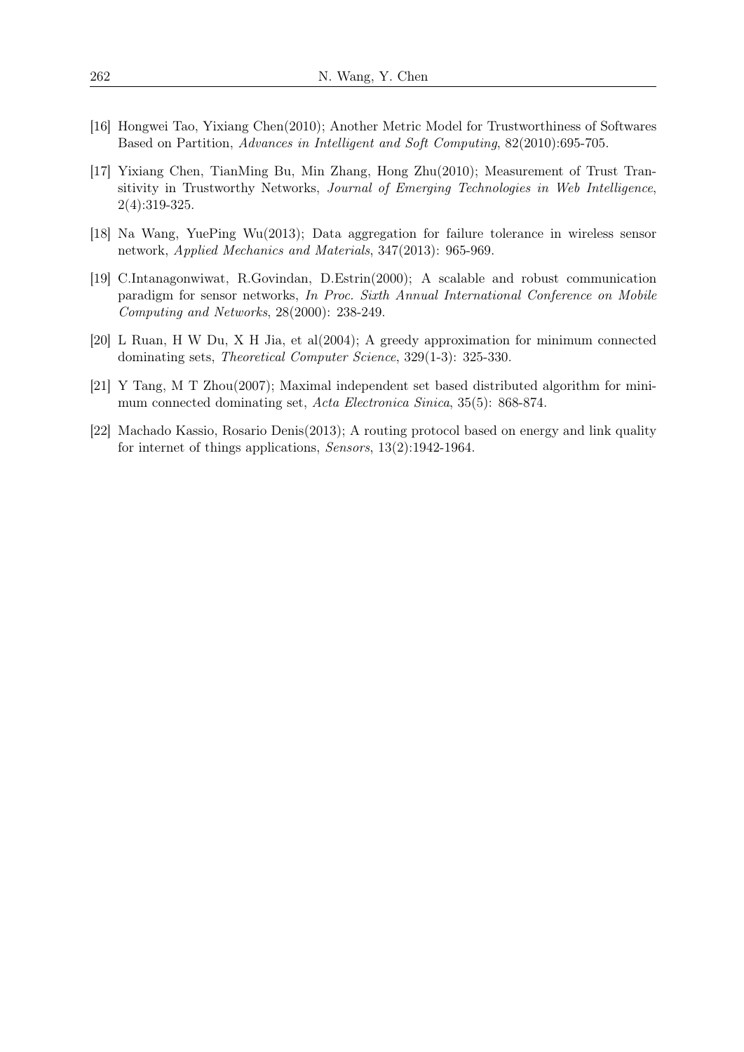[16] Hongwei Tao, Yixiang Chen(2010); Another Metric Model for Trustworthiness of Softwares Based on Partition, *Advances in Intelligent and Soft Computing*, 82(2010):695-705.

[17] Yixiang Chen, TianMing Bu, Min Zhang, Hong Zhu(2010); Measurement of Trust Transitivity in Trustworthy Networks, *Journal of Emerging Technologies in Web Intelligence*, 2(4):319-325.

[18] Na Wang, YuePing Wu(2013); Data aggregation for failure tolerance in wireless sensor network, *Applied Mechanics and Materials*, 347(2013): 965-969.

[19] C.Intanagonwiwat, R.Govindan, D.Estrin(2000); A scalable and robust communication paradigm for sensor networks, *In Proc. Sixth Annual International Conference on Mobile Computing and Networks*, 28(2000): 238-249.

[20] L Ruan, H W Du, X H Jia, et al(2004); A greedy approximation for minimum connected dominating sets, *Theoretical Computer Science*, 329(1-3): 325-330.

[21] Y Tang, M T Zhou(2007); Maximal independent set based distributed algorithm for minimum connected dominating set, *Acta Electronica Sinica*, 35(5): 868-874.

[22] Machado Kassio, Rosario Denis(2013); A routing protocol based on energy and link quality for internet of things applications, *Sensors*, 13(2):1942-1964.